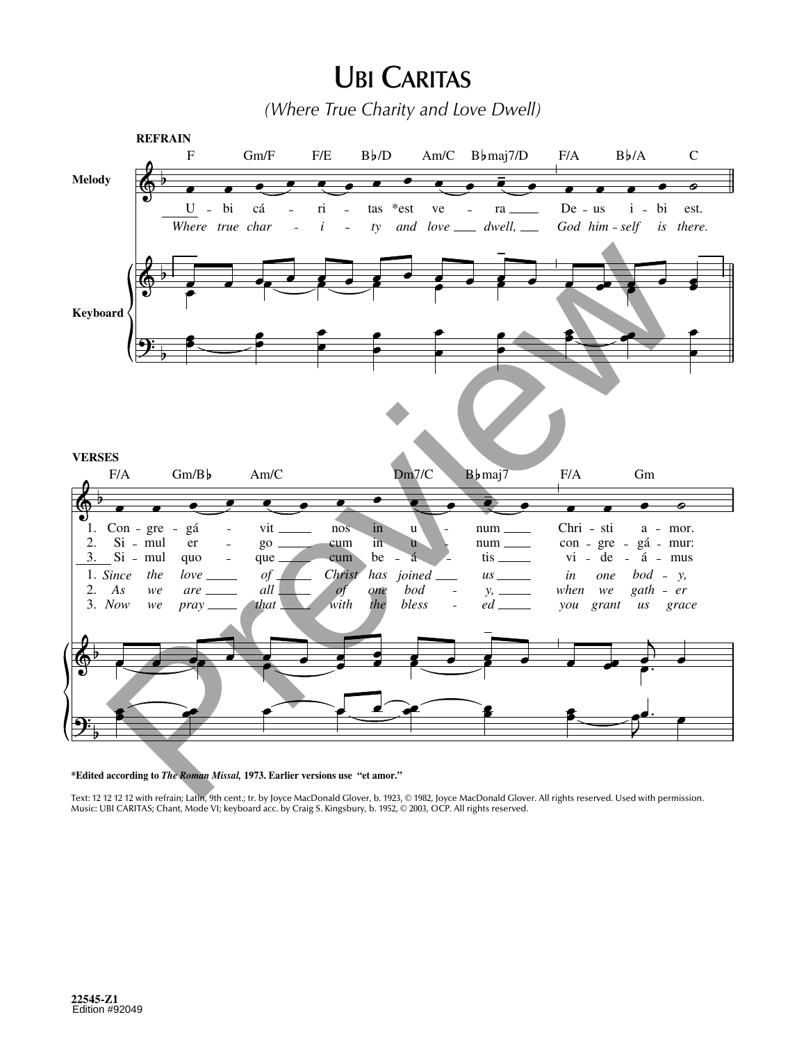# Ubi Caritas

*(Where True Charity and Love Dwell)*

**REFRAIN**

F Gm/F F/E B♭/D Am/C B♭maj7/D F/A B♭/A C

Melody

U - bi cá - ri - tas *est ve - ra De - us i - bi est.

*Where true char - i - ty and love dwell, God him - self is there.*

Keyboard

**VERSES**

F/A Gm/B♭ Am/C Dm7/C B♭maj7 F/A Gm

1. Con - gre - gá - vit nos in u - num Chri - sti a - mor.
2. Si - mul er - go cum in u - num con - gre - gá - mur:
3. Si - mul quo - que cum be - á - tis vi - de - á - mus

1. *Since the love of Christ has joined us in one bod - y,*
2. *As we are all of one bod - y, when we gath - er*
3. *Now we pray that with the bless - ed you grant us grace*

**\*Edited according to *The Roman Missal,* 1973. Earlier versions use "et amor."**

Text: 12 12 12 12 with refrain; Latin, 9th cent.; tr. by Joyce MacDonald Glover, b. 1923, © 1982, Joyce MacDonald Glover. All rights reserved. Used with permission.
Music: UBI CARITAS; Chant, Mode VI; keyboard acc. by Craig S. Kingsbury, b. 1952, © 2003, OCP. All rights reserved.

22545-Z1
Edition #92049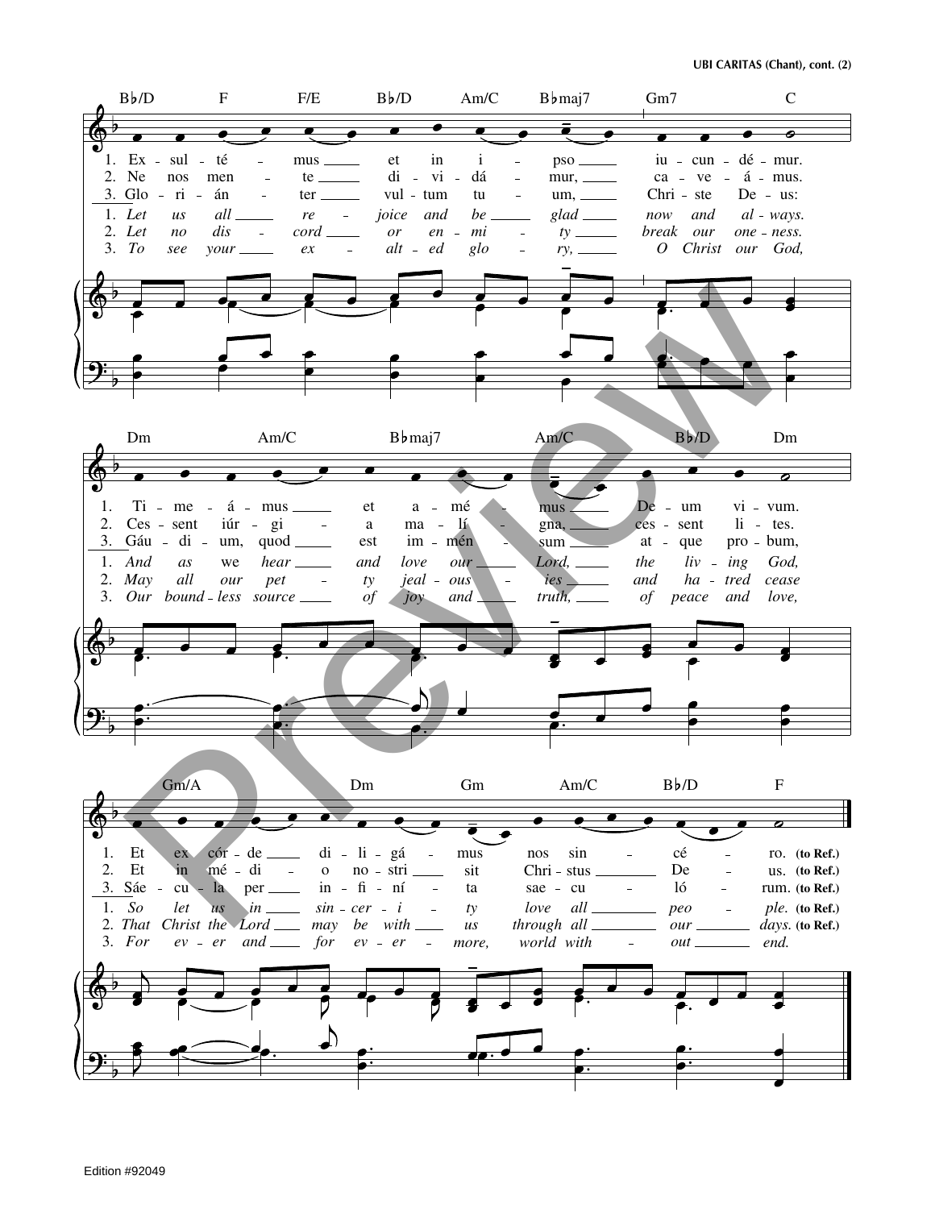B♭/D F F/E B♭/D Am/C B♭maj7 Gm7 C

1. Ex - sul - té - mus et in i - pso iu - cun - dé - mur.
2. Ne nos men - te di - vi - dá - mur, ca - ve - á - mus.
3. Glo - ri - án - ter vul - tum tu - um, Chri - ste De - us:

1. *Let us all re - joice and be glad now and al - ways.*
2. *Let no dis - cord or en - mi - ty break our one - ness.*
3. *To see your ex - alt - ed glo - ry, O Christ our God,*

Dm Am/C B♭maj7 Am/C B♭/D Dm

1. Ti - me - á - mus et a - mé - mus De - um vi - vum.
2. Ces - sent iúr - gi - a ma - lí - gna, ces - sent li - tes.
3. Gáu - di - um, quod est im - mén - sum at - que pro - bum,

1. *And as we hear and love our Lord, the liv - ing God,*
2. *May all our pet - ty jeal - ous - ies and ha - tred cease*
3. *Our bound - less source of joy and truth, of peace and love,*

Gm/A Dm Gm Am/C B♭/D F

1. Et ex cór - de di - li - gá - mus nos sin - cé - ro. **(to Ref.)**
2. Et in mé - di - o no - stri sit Chri - stus De - us. **(to Ref.)**
3. Sáe - cu - la per in - fi - ní - ta sae - cu - ló - rum. **(to Ref.)**

1. *So let us in sin - cer - i - ty love all peo - ple.* **(to Ref.)**
2. *That Christ the Lord may be with us through all our days.* **(to Ref.)**
3. *For ev - er and for ev - er - more, world with - out end.*